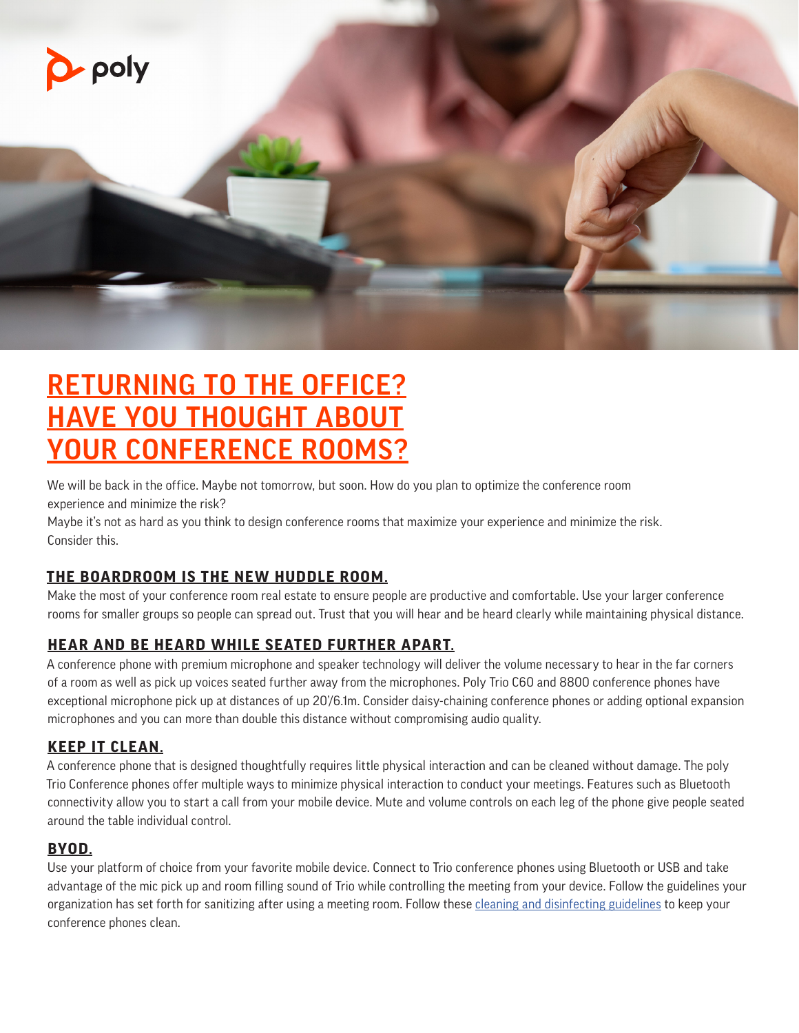# RETURNING TO THE OFFICE? HAVE YOU THOUGHT ABOUT YOUR CONFERENCE ROOMS?

We will be back in the office. Maybe not tomorrow, but soon. How do you plan to optimize the conference room experience and minimize the risk?

Maybe it's not as hard as you think to design conference rooms that maximize your experience and minimize the risk. Consider this.

## THE BOARDROOM IS THE NEW HUDDLE ROOM.

Make the most of your conference room real estate to ensure people are productive and comfortable. Use your larger conference rooms for smaller groups so people can spread out. Trust that you will hear and be heard clearly while maintaining physical distance.

## HEAR AND BE HEARD WHILE SEATED FURTHER APART.

A conference phone with premium microphone and speaker technology will deliver the volume necessary to hear in the far corners of a room as well as pick up voices seated further away from the microphones. Poly Trio C60 and 8800 conference phones have exceptional microphone pick up at distances of up 20'/6.1m. Consider daisy-chaining conference phones or adding optional expansion microphones and you can more than double this distance without compromising audio quality.

## KEEP IT CLEAN.

A conference phone that is designed thoughtfully requires little physical interaction and can be cleaned without damage. The poly Trio Conference phones offer multiple ways to minimize physical interaction to conduct your meetings. Features such as Bluetooth connectivity allow you to start a call from your mobile device. Mute and volume controls on each leg of the phone give people seated around the table individual control.

## BYOD.

Use your platform of choice from your favorite mobile device. Connect to Trio conference phones using Bluetooth or USB and take advantage of the mic pick up and room filling sound of Trio while controlling the meeting from your device. Follow the guidelines your organization has set forth for sanitizing after using a meeting room. Follow these cleaning and disinfecting guidelines to keep your conference phones clean.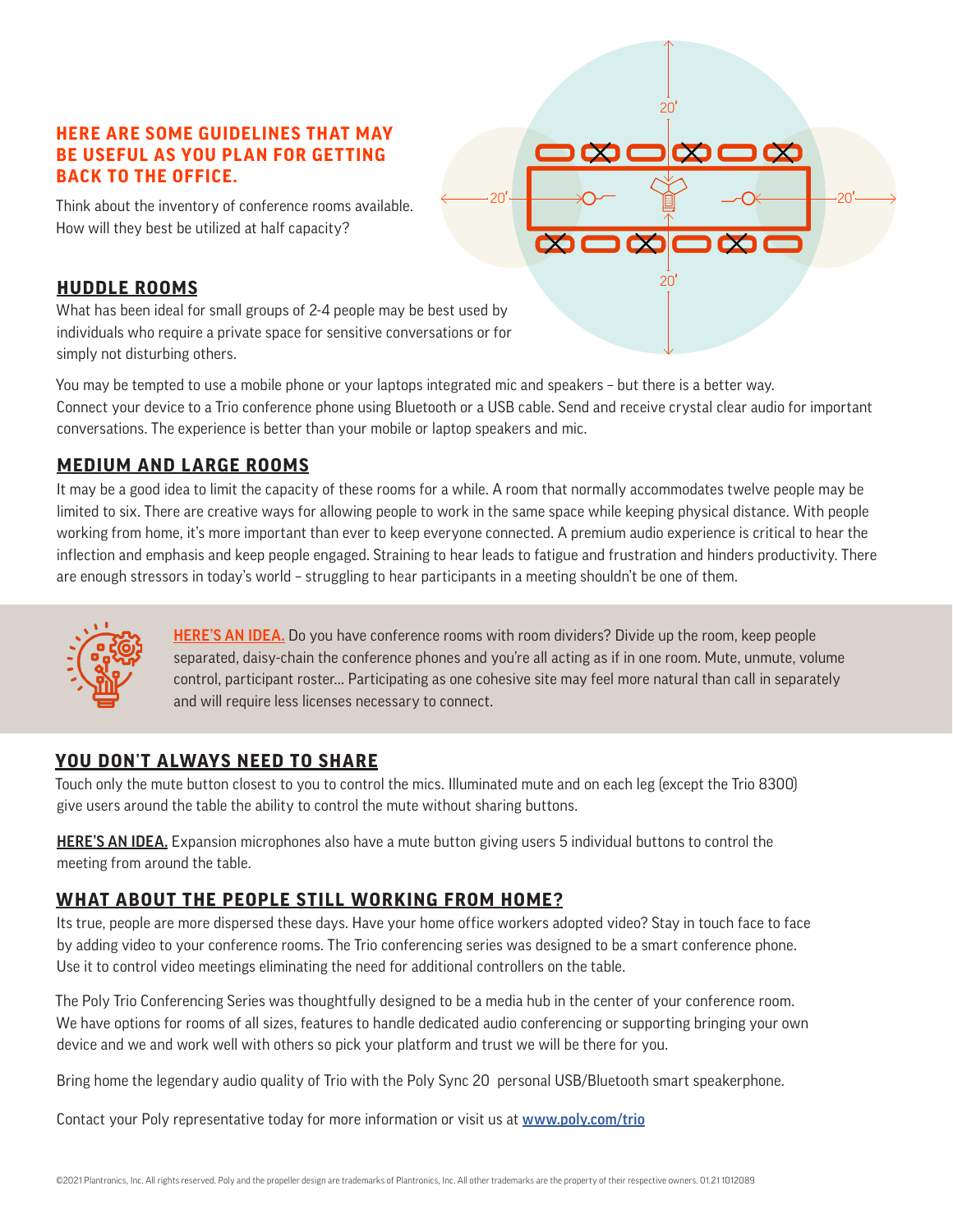**HERE ARE SOME GUIDELINES THAT MAY BE USEFUL AS YOU PLAN FOR GETTING BACK TO THE OFFICE.**

Think about the inventory of conference rooms available. How will they best be utilized at half capacity?

20'

20'

20'

20'

## HUDDLE ROOMS

What has been ideal for small groups of 2-4 people may be best used by individuals who require a private space for sensitive conversations or for simply not disturbing others.

You may be tempted to use a mobile phone or your laptops integrated mic and speakers – but there is a better way. Connect your device to a Trio conference phone using Bluetooth or a USB cable. Send and receive crystal clear audio for important conversations. The experience is better than your mobile or laptop speakers and mic.

## MEDIUM AND LARGE ROOMS

It may be a good idea to limit the capacity of these rooms for a while. A room that normally accommodates twelve people may be limited to six. There are creative ways for allowing people to work in the same space while keeping physical distance. With people working from home, it's more important than ever to keep everyone connected. A premium audio experience is critical to hear the inflection and emphasis and keep people engaged. Straining to hear leads to fatigue and frustration and hinders productivity. There are enough stressors in today's world – struggling to hear participants in a meeting shouldn't be one of them.

**HERE'S AN IDEA.** Do you have conference rooms with room dividers? Divide up the room, keep people separated, daisy-chain the conference phones and you're all acting as if in one room. Mute, unmute, volume control, participant roster... Participating as one cohesive site may feel more natural than call in separately and will require less licenses necessary to connect.

## YOU DON'T ALWAYS NEED TO SHARE

Touch only the mute button closest to you to control the mics. Illuminated mute and on each leg (except the Trio 8300) give users around the table the ability to control the mute without sharing buttons.

**HERE'S AN IDEA.** Expansion microphones also have a mute button giving users 5 individual buttons to control the meeting from around the table.

## WHAT ABOUT THE PEOPLE STILL WORKING FROM HOME?

Its true, people are more dispersed these days. Have your home office workers adopted video? Stay in touch face to face by adding video to your conference rooms. The Trio conferencing series was designed to be a smart conference phone. Use it to control video meetings eliminating the need for additional controllers on the table.

The Poly Trio Conferencing Series was thoughtfully designed to be a media hub in the center of your conference room. We have options for rooms of all sizes, features to handle dedicated audio conferencing or supporting bringing your own device and we and work well with others so pick your platform and trust we will be there for you.

Bring home the legendary audio quality of Trio with the Poly Sync 20 personal USB/Bluetooth smart speakerphone.

Contact your Poly representative today for more information or visit us at [www.poly.com/trio](www.poly.com/trio)

©2021 Plantronics, Inc. All rights reserved. Poly and the propeller design are trademarks of Plantronics, Inc. All other trademarks are the property of their respective owners. 01.21 1012089